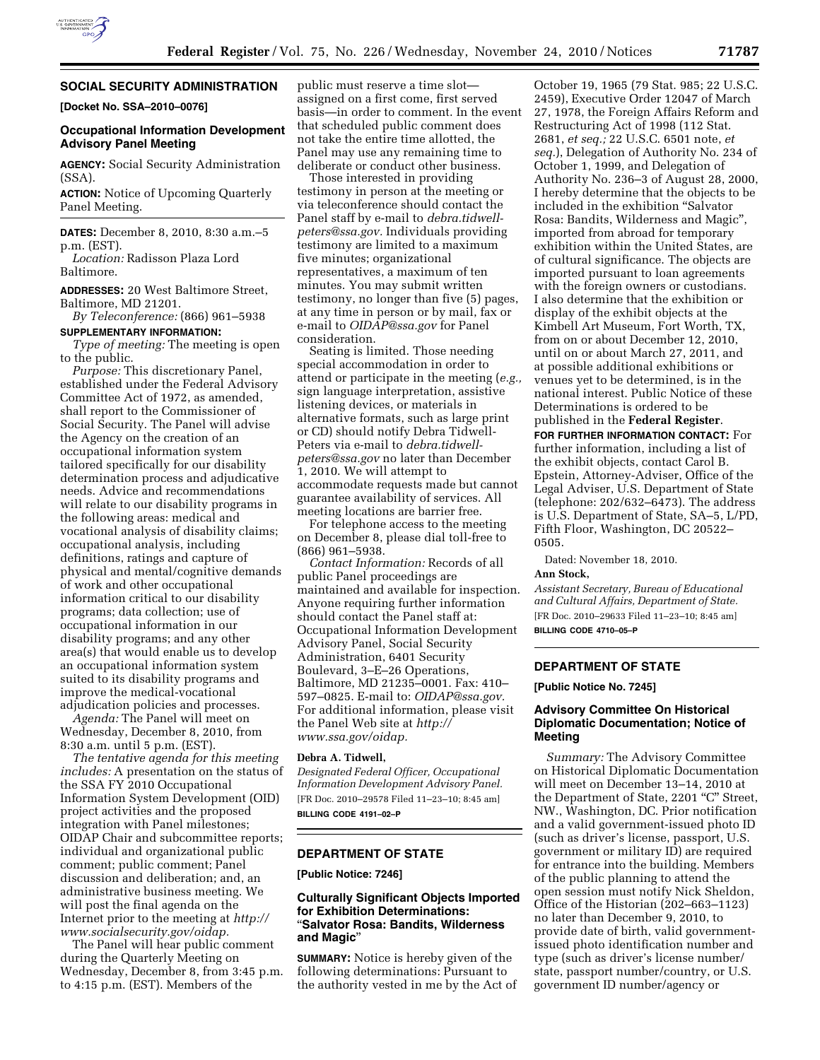## SOCIAL SECURITY ADMINISTRATION

**[Docket No. SSA–2010–0076]**

### Occupational Information Development Advisory Panel Meeting

**AGENCY:** Social Security Administration (SSA).

**ACTION:** Notice of Upcoming Quarterly Panel Meeting.

**DATES:** December 8, 2010, 8:30 a.m.–5 p.m. (EST).

*Location:* Radisson Plaza Lord Baltimore.

**ADDRESSES:** 20 West Baltimore Street, Baltimore, MD 21201.

*By Teleconference:* (866) 961–5938

**SUPPLEMENTARY INFORMATION:**

*Type of meeting:* The meeting is open to the public.

*Purpose:* This discretionary Panel, established under the Federal Advisory Committee Act of 1972, as amended, shall report to the Commissioner of Social Security. The Panel will advise the Agency on the creation of an occupational information system tailored specifically for our disability determination process and adjudicative needs. Advice and recommendations will relate to our disability programs in the following areas: medical and vocational analysis of disability claims; occupational analysis, including definitions, ratings and capture of physical and mental/cognitive demands of work and other occupational information critical to our disability programs; data collection; use of occupational information in our disability programs; and any other area(s) that would enable us to develop an occupational information system suited to its disability programs and improve the medical-vocational adjudication policies and processes.

*Agenda:* The Panel will meet on Wednesday, December 8, 2010, from 8:30 a.m. until 5 p.m. (EST).

*The tentative agenda for this meeting includes:* A presentation on the status of the SSA FY 2010 Occupational Information System Development (OID) project activities and the proposed integration with Panel milestones; OIDAP Chair and subcommittee reports; individual and organizational public comment; public comment; Panel discussion and deliberation; and, an administrative business meeting. We will post the final agenda on the Internet prior to the meeting at *http://www.socialsecurity.gov/oidap.*

The Panel will hear public comment during the Quarterly Meeting on Wednesday, December 8, from 3:45 p.m. to 4:15 p.m. (EST). Members of the public must reserve a time slot—assigned on a first come, first served basis—in order to comment. In the event that scheduled public comment does not take the entire time allotted, the Panel may use any remaining time to deliberate or conduct other business.

Those interested in providing testimony in person at the meeting or via teleconference should contact the Panel staff by e-mail to *debra.tidwell-peters@ssa.gov.* Individuals providing testimony are limited to a maximum five minutes; organizational representatives, a maximum of ten minutes. You may submit written testimony, no longer than five (5) pages, at any time in person or by mail, fax or e-mail to *OIDAP@ssa.gov* for Panel consideration.

Seating is limited. Those needing special accommodation in order to attend or participate in the meeting (*e.g.,* sign language interpretation, assistive listening devices, or materials in alternative formats, such as large print or CD) should notify Debra Tidwell-Peters via e-mail to *debra.tidwell-peters@ssa.gov* no later than December 1, 2010. We will attempt to accommodate requests made but cannot guarantee availability of services. All meeting locations are barrier free.

For telephone access to the meeting on December 8, please dial toll-free to (866) 961–5938.

*Contact Information:* Records of all public Panel proceedings are maintained and available for inspection. Anyone requiring further information should contact the Panel staff at: Occupational Information Development Advisory Panel, Social Security Administration, 6401 Security Boulevard, 3–E–26 Operations, Baltimore, MD 21235–0001. Fax: 410–597–0825. E-mail to: *OIDAP@ssa.gov.* For additional information, please visit the Panel Web site at *http://www.ssa.gov/oidap.*

**Debra A. Tidwell,**

*Designated Federal Officer, Occupational Information Development Advisory Panel.*

[FR Doc. 2010–29578 Filed 11–23–10; 8:45 am]

**BILLING CODE 4191–02–P**

## DEPARTMENT OF STATE

**[Public Notice: 7246]**

### Culturally Significant Objects Imported for Exhibition Determinations: "Salvator Rosa: Bandits, Wilderness and Magic"

**SUMMARY:** Notice is hereby given of the following determinations: Pursuant to the authority vested in me by the Act of October 19, 1965 (79 Stat. 985; 22 U.S.C. 2459), Executive Order 12047 of March 27, 1978, the Foreign Affairs Reform and Restructuring Act of 1998 (112 Stat. 2681, *et seq.;* 22 U.S.C. 6501 note, *et seq.*), Delegation of Authority No. 234 of October 1, 1999, and Delegation of Authority No. 236–3 of August 28, 2000, I hereby determine that the objects to be included in the exhibition "Salvator Rosa: Bandits, Wilderness and Magic", imported from abroad for temporary exhibition within the United States, are of cultural significance. The objects are imported pursuant to loan agreements with the foreign owners or custodians. I also determine that the exhibition or display of the exhibit objects at the Kimbell Art Museum, Fort Worth, TX, from on or about December 12, 2010, until on or about March 27, 2011, and at possible additional exhibitions or venues yet to be determined, is in the national interest. Public Notice of these Determinations is ordered to be published in the **Federal Register**.

**FOR FURTHER INFORMATION CONTACT:** For further information, including a list of the exhibit objects, contact Carol B. Epstein, Attorney-Adviser, Office of the Legal Adviser, U.S. Department of State (telephone: 202/632–6473). The address is U.S. Department of State, SA–5, L/PD, Fifth Floor, Washington, DC 20522–0505.

Dated: November 18, 2010.

**Ann Stock,**

*Assistant Secretary, Bureau of Educational and Cultural Affairs, Department of State.*

[FR Doc. 2010–29633 Filed 11–23–10; 8:45 am]

**BILLING CODE 4710–05–P**

## DEPARTMENT OF STATE

**[Public Notice No. 7245]**

### Advisory Committee On Historical Diplomatic Documentation; Notice of Meeting

*Summary:* The Advisory Committee on Historical Diplomatic Documentation will meet on December 13–14, 2010 at the Department of State, 2201 "C" Street, NW., Washington, DC. Prior notification and a valid government-issued photo ID (such as driver's license, passport, U.S. government or military ID) are required for entrance into the building. Members of the public planning to attend the open session must notify Nick Sheldon, Office of the Historian (202–663–1123) no later than December 9, 2010, to provide date of birth, valid government-issued photo identification number and type (such as driver's license number/state, passport number/country, or U.S. government ID number/agency or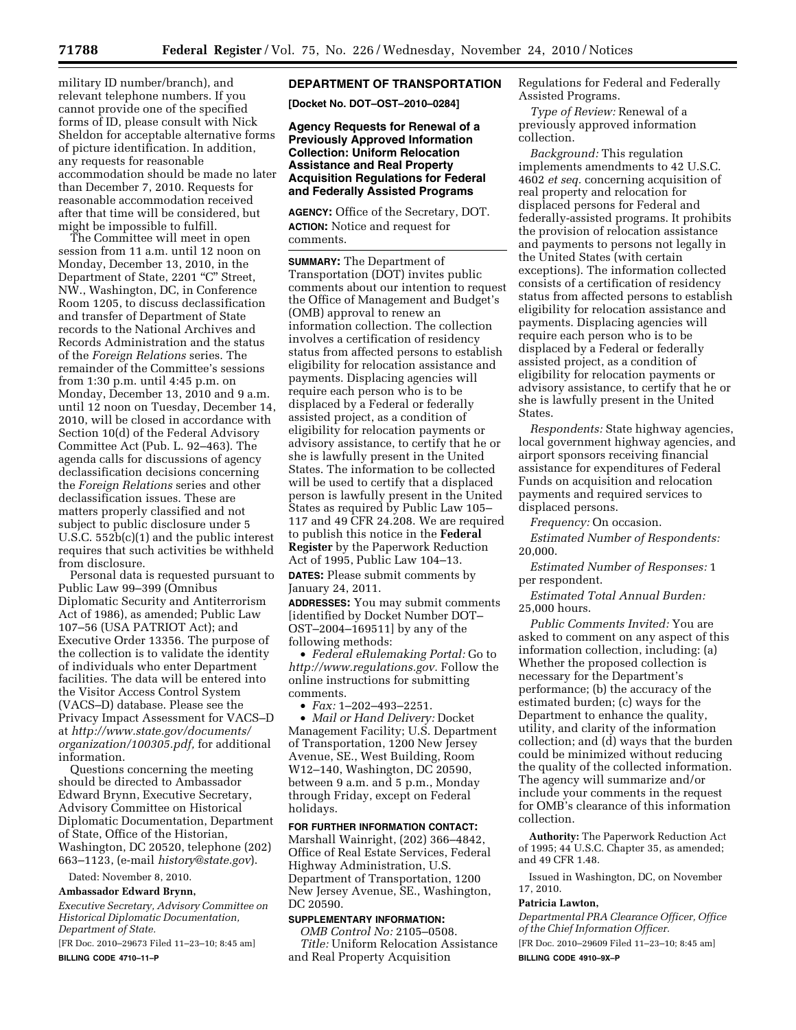military ID number/branch), and relevant telephone numbers. If you cannot provide one of the specified forms of ID, please consult with Nick Sheldon for acceptable alternative forms of picture identification. In addition, any requests for reasonable accommodation should be made no later than December 7, 2010. Requests for reasonable accommodation received after that time will be considered, but might be impossible to fulfill.

The Committee will meet in open session from 11 a.m. until 12 noon on Monday, December 13, 2010, in the Department of State, 2201 "C" Street, NW., Washington, DC, in Conference Room 1205, to discuss declassification and transfer of Department of State records to the National Archives and Records Administration and the status of the *Foreign Relations* series. The remainder of the Committee's sessions from 1:30 p.m. until 4:45 p.m. on Monday, December 13, 2010 and 9 a.m. until 12 noon on Tuesday, December 14, 2010, will be closed in accordance with Section 10(d) of the Federal Advisory Committee Act (Pub. L. 92–463). The agenda calls for discussions of agency declassification decisions concerning the *Foreign Relations* series and other declassification issues. These are matters properly classified and not subject to public disclosure under 5 U.S.C. 552b(c)(1) and the public interest requires that such activities be withheld from disclosure.

Personal data is requested pursuant to Public Law 99–399 (Omnibus Diplomatic Security and Antiterrorism Act of 1986), as amended; Public Law 107–56 (USA PATRIOT Act); and Executive Order 13356. The purpose of the collection is to validate the identity of individuals who enter Department facilities. The data will be entered into the Visitor Access Control System (VACS–D) database. Please see the Privacy Impact Assessment for VACS–D at *http://www.state.gov/documents/organization/100305.pdf,* for additional information.

Questions concerning the meeting should be directed to Ambassador Edward Brynn, Executive Secretary, Advisory Committee on Historical Diplomatic Documentation, Department of State, Office of the Historian, Washington, DC 20520, telephone (202) 663–1123, (e-mail *history@state.gov*).

Dated: November 8, 2010.

**Ambassador Edward Brynn,**

*Executive Secretary, Advisory Committee on Historical Diplomatic Documentation, Department of State.*

[FR Doc. 2010–29673 Filed 11–23–10; 8:45 am]

**BILLING CODE 4710–11–P**

## DEPARTMENT OF TRANSPORTATION

**[Docket No. DOT–OST–2010–0284]**

### Agency Requests for Renewal of a Previously Approved Information Collection: Uniform Relocation Assistance and Real Property Acquisition Regulations for Federal and Federally Assisted Programs

**AGENCY:** Office of the Secretary, DOT.

**ACTION:** Notice and request for comments.

**SUMMARY:** The Department of Transportation (DOT) invites public comments about our intention to request the Office of Management and Budget's (OMB) approval to renew an information collection. The collection involves a certification of residency status from affected persons to establish eligibility for relocation assistance and payments. Displacing agencies will require each person who is to be displaced by a Federal or federally assisted project, as a condition of eligibility for relocation payments or advisory assistance, to certify that he or she is lawfully present in the United States. The information to be collected will be used to certify that a displaced person is lawfully present in the United States as required by Public Law 105–117 and 49 CFR 24.208. We are required to publish this notice in the **Federal Register** by the Paperwork Reduction Act of 1995, Public Law 104–13.

**DATES:** Please submit comments by January 24, 2011.

**ADDRESSES:** You may submit comments [identified by Docket Number DOT–OST–2004–169511] by any of the following methods:

- *Federal eRulemaking Portal:* Go to *http://www.regulations.gov.* Follow the online instructions for submitting comments.
- *Fax:* 1–202–493–2251.
- *Mail or Hand Delivery:* Docket Management Facility; U.S. Department of Transportation, 1200 New Jersey Avenue, SE., West Building, Room W12–140, Washington, DC 20590, between 9 a.m. and 5 p.m., Monday through Friday, except on Federal holidays.

**FOR FURTHER INFORMATION CONTACT:** Marshall Wainright, (202) 366–4842, Office of Real Estate Services, Federal Highway Administration, U.S. Department of Transportation, 1200 New Jersey Avenue, SE., Washington, DC 20590.

**SUPPLEMENTARY INFORMATION:**

*OMB Control No:* 2105–0508.

*Title:* Uniform Relocation Assistance and Real Property Acquisition Regulations for Federal and Federally Assisted Programs.

*Type of Review:* Renewal of a previously approved information collection.

*Background:* This regulation implements amendments to 42 U.S.C. 4602 *et seq.* concerning acquisition of real property and relocation for displaced persons for Federal and federally-assisted programs. It prohibits the provision of relocation assistance and payments to persons not legally in the United States (with certain exceptions). The information collected consists of a certification of residency status from affected persons to establish eligibility for relocation assistance and payments. Displacing agencies will require each person who is to be displaced by a Federal or federally assisted project, as a condition of eligibility for relocation payments or advisory assistance, to certify that he or she is lawfully present in the United States.

*Respondents:* State highway agencies, local government highway agencies, and airport sponsors receiving financial assistance for expenditures of Federal Funds on acquisition and relocation payments and required services to displaced persons.

*Frequency:* On occasion.

*Estimated Number of Respondents:* 20,000.

*Estimated Number of Responses:* 1 per respondent.

*Estimated Total Annual Burden:* 25,000 hours.

*Public Comments Invited:* You are asked to comment on any aspect of this information collection, including: (a) Whether the proposed collection is necessary for the Department's performance; (b) the accuracy of the estimated burden; (c) ways for the Department to enhance the quality, utility, and clarity of the information collection; and (d) ways that the burden could be minimized without reducing the quality of the collected information. The agency will summarize and/or include your comments in the request for OMB's clearance of this information collection.

**Authority:** The Paperwork Reduction Act of 1995; 44 U.S.C. Chapter 35, as amended; and 49 CFR 1.48.

Issued in Washington, DC, on November 17, 2010.

**Patricia Lawton,**

*Departmental PRA Clearance Officer, Office of the Chief Information Officer.*

[FR Doc. 2010–29609 Filed 11–23–10; 8:45 am]

**BILLING CODE 4910–9X–P**